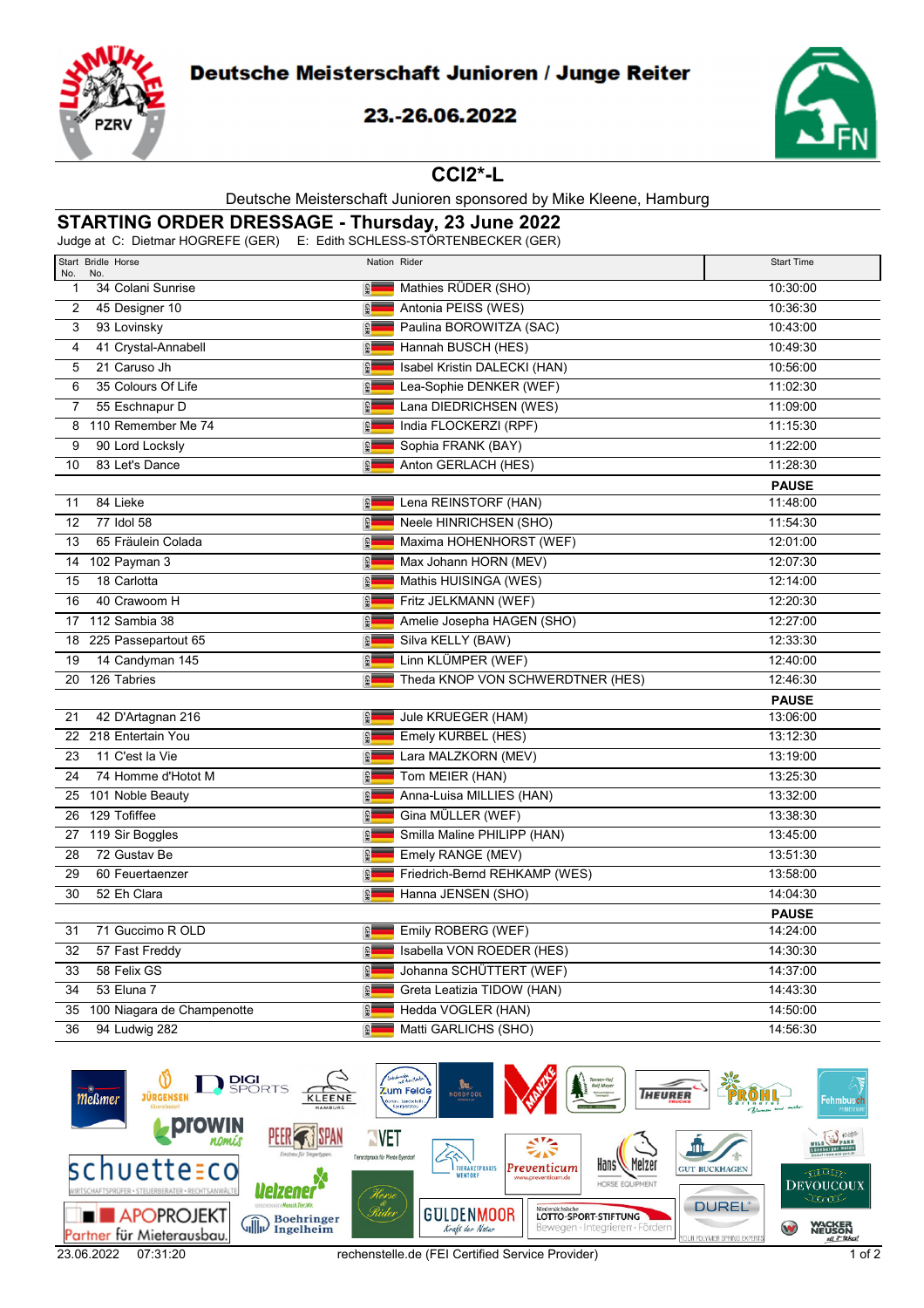# Deutsche Meisterschaft Junioren / Junge Reiter

**23.-26.06.2022**

## CCI2*-L

Deutsche Meisterschaft Junioren sponsored by Mike Kleene, Hamburg

## STARTING ORDER DRESSAGE - Thursday, 23 June 2022

Judge at C: Dietmar HOGREFE (GER) E: Edith SCHLESS-STÖRTENBECKER (GER)

| Start No. | Bridle No. | Horse | Nation | Rider | Start Time |
|---|---|---|---|---|---|
| 1 | 34 | Colani Sunrise | GER | Mathies RÜDER (SHO) | 10:30:00 |
| 2 | 45 | Designer 10 | GER | Antonia PEISS (WES) | 10:36:30 |
| 3 | 93 | Lovinsky | GER | Paulina BOROWITZA (SAC) | 10:43:00 |
| 4 | 41 | Crystal-Annabell | GER | Hannah BUSCH (HES) | 10:49:30 |
| 5 | 21 | Caruso Jh | GER | Isabel Kristin DALECKI (HAN) | 10:56:00 |
| 6 | 35 | Colours Of Life | GER | Lea-Sophie DENKER (WEF) | 11:02:30 |
| 7 | 55 | Eschnapur D | GER | Lana DIEDRICHSEN (WES) | 11:09:00 |
| 8 | 110 | Remember Me 74 | GER | India FLOCKERZI (RPF) | 11:15:30 |
| 9 | 90 | Lord Locksly | GER | Sophia FRANK (BAY) | 11:22:00 |
| 10 | 83 | Let's Dance | GER | Anton GERLACH (HES) | 11:28:30 |
| | | | | | **PAUSE** |
| 11 | 84 | Lieke | GER | Lena REINSTORF (HAN) | 11:48:00 |
| 12 | 77 | Idol 58 | GER | Neele HINRICHSEN (SHO) | 11:54:30 |
| 13 | 65 | Fräulein Colada | GER | Maxima HOHENHORST (WEF) | 12:01:00 |
| 14 | 102 | Payman 3 | GER | Max Johann HORN (MEV) | 12:07:30 |
| 15 | 18 | Carlotta | GER | Mathis HUISINGA (WES) | 12:14:00 |
| 16 | 40 | Crawoom H | GER | Fritz JELKMANN (WEF) | 12:20:30 |
| 17 | 112 | Sambia 38 | GER | Amelie Josepha HAGEN (SHO) | 12:27:00 |
| 18 | 225 | Passepartout 65 | GER | Silva KELLY (BAW) | 12:33:30 |
| 19 | 14 | Candyman 145 | GER | Linn KLÜMPER (WEF) | 12:40:00 |
| 20 | 126 | Tabries | GER | Theda KNOP VON SCHWERDTNER (HES) | 12:46:30 |
| | | | | | **PAUSE** |
| 21 | 42 | D'Artagnan 216 | GER | Jule KRUEGER (HAM) | 13:06:00 |
| 22 | 218 | Entertain You | GER | Emely KURBEL (HES) | 13:12:30 |
| 23 | 11 | C'est la Vie | GER | Lara MALZKORN (MEV) | 13:19:00 |
| 24 | 74 | Homme d'Hotot M | GER | Tom MEIER (HAN) | 13:25:30 |
| 25 | 101 | Noble Beauty | GER | Anna-Luisa MILLIES (HAN) | 13:32:00 |
| 26 | 129 | Tofiffee | GER | Gina MÜLLER (WEF) | 13:38:30 |
| 27 | 119 | Sir Boggles | GER | Smilla Maline PHILIPP (HAN) | 13:45:00 |
| 28 | 72 | Gustav Be | GER | Emely RANGE (MEV) | 13:51:30 |
| 29 | 60 | Feuertaenzer | GER | Friedrich-Bernd REHKAMP (WES) | 13:58:00 |
| 30 | 52 | Eh Clara | GER | Hanna JENSEN (SHO) | 14:04:30 |
| | | | | | **PAUSE** |
| 31 | 71 | Guccimo R OLD | GER | Emily ROBERG (WEF) | 14:24:00 |
| 32 | 57 | Fast Freddy | GER | Isabella VON ROEDER (HES) | 14:30:30 |
| 33 | 58 | Felix GS | GER | Johanna SCHÜTTERT (WEF) | 14:37:00 |
| 34 | 53 | Eluna 7 | GER | Greta Leatizia TIDOW (HAN) | 14:43:30 |
| 35 | 100 | Niagara de Champenotte | GER | Hedda VOGLER (HAN) | 14:50:00 |
| 36 | 94 | Ludwig 282 | GER | Matti GARLICHS (SHO) | 14:56:30 |

23.06.2022 07:31:20 rechenstelle.de (FEI Certified Service Provider)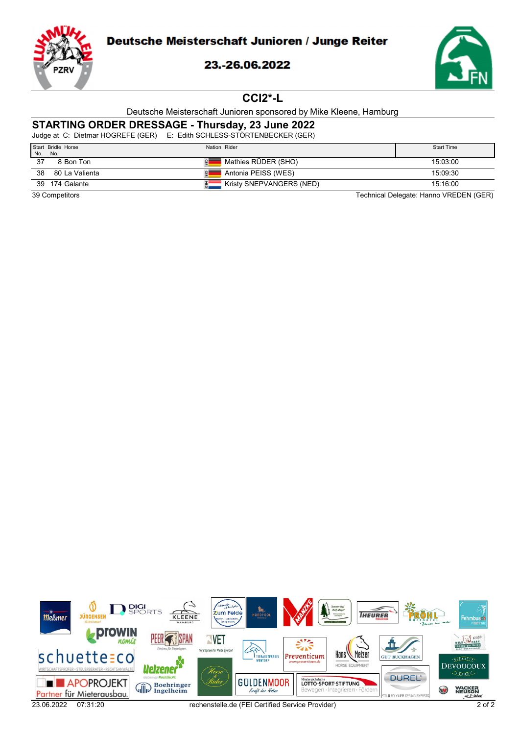# Deutsche Meisterschaft Junioren / Junge Reiter

**23.-26.06.2022**

## CCI2*-L

Deutsche Meisterschaft Junioren sponsored by Mike Kleene, Hamburg

### STARTING ORDER DRESSAGE - Thursday, 23 June 2022

Judge at C: Dietmar HOGREFE (GER) E: Edith SCHLESS-STÖRTENBECKER (GER)

| Start No. | Bridle No. | Horse | Nation | Rider | Start Time |
|---|---|---|---|---|---|
| 37 | 8 | Bon Ton | GER | Mathies RÜDER (SHO) | 15:03:00 |
| 38 | 80 | La Valienta | GER | Antonia PEISS (WES) | 15:09:30 |
| 39 | 174 | Galante | NED | Kristy SNEPVANGERS (NED) | 15:16:00 |

39 Competitors

Technical Delegate: Hanno VREDEN (GER)

23.06.2022 07:31:20

rechenstelle.de (FEI Certified Service Provider)